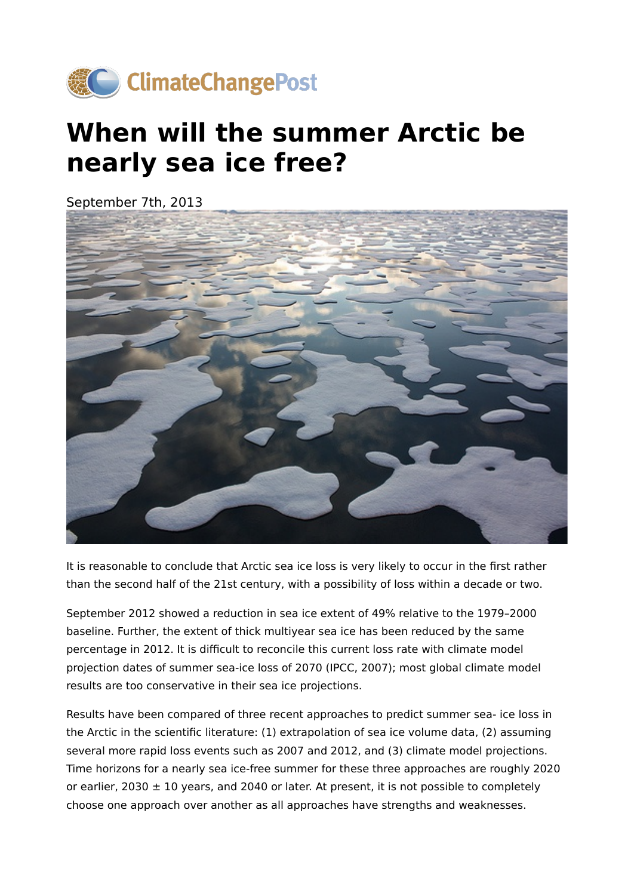ClimateChangePost

# When will the summer Arctic be nearly sea ice free?

September 7th, 2013

It is reasonable to conclude that Arctic sea ice loss is very likely to occur in the first rather than the second half of the 21st century, with a possibility of loss within a decade or two.

September 2012 showed a reduction in sea ice extent of 49% relative to the 1979–2000 baseline. Further, the extent of thick multiyear sea ice has been reduced by the same percentage in 2012. It is difficult to reconcile this current loss rate with climate model projection dates of summer sea-ice loss of 2070 (IPCC, 2007); most global climate model results are too conservative in their sea ice projections.

Results have been compared of three recent approaches to predict summer sea- ice loss in the Arctic in the scientific literature: (1) extrapolation of sea ice volume data, (2) assuming several more rapid loss events such as 2007 and 2012, and (3) climate model projections. Time horizons for a nearly sea ice-free summer for these three approaches are roughly 2020 or earlier, 2030 ± 10 years, and 2040 or later. At present, it is not possible to completely choose one approach over another as all approaches have strengths and weaknesses.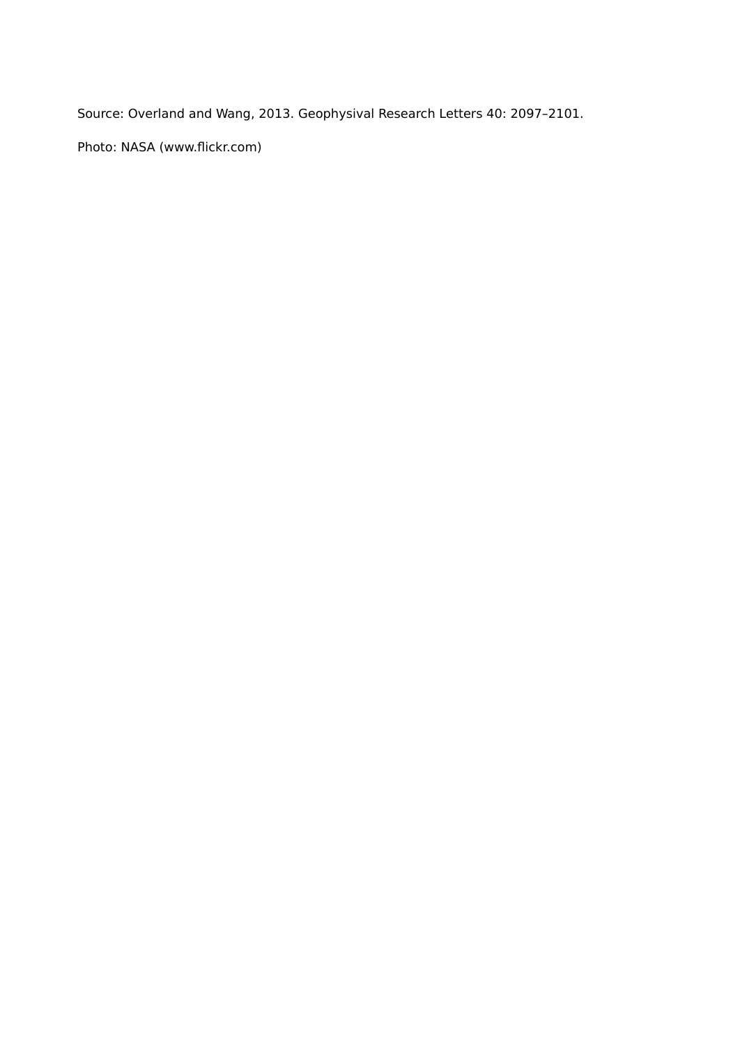Source: Overland and Wang, 2013. Geophysival Research Letters 40: 2097–2101.

Photo: NASA (www.flickr.com)